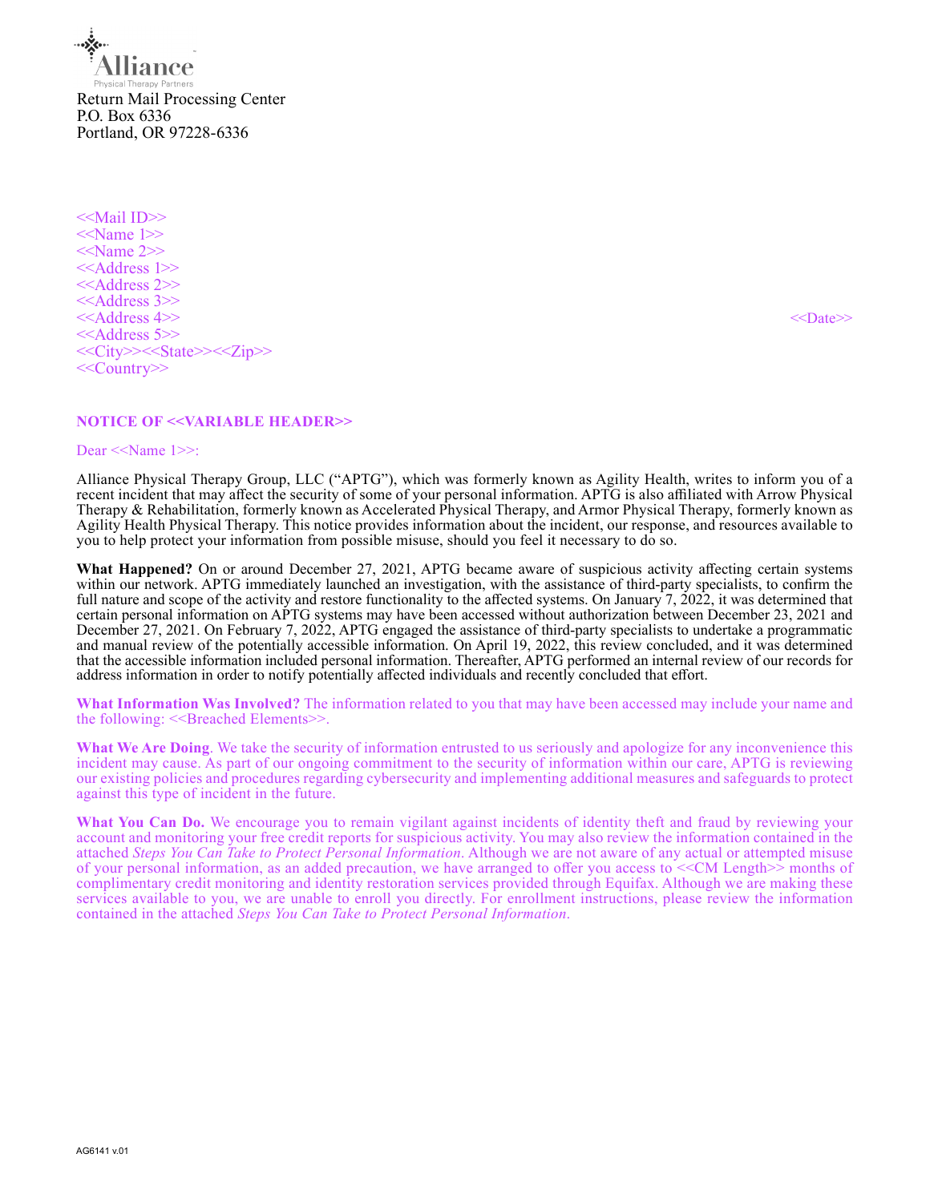Alliance
Physical Therapy Partners

Return Mail Processing Center
P.O. Box 6336
Portland, OR 97228-6336

<<Mail ID>>
<<Name 1>>
<<Name 2>>
<<Address 1>>
<<Address 2>>
<<Address 3>>
<<Address 4>>
<<Address 5>>
<<City>><<State>><<Zip>>
<<Country>>

<<Date>>

**NOTICE OF <<VARIABLE HEADER>>**

Dear <<Name 1>>:

Alliance Physical Therapy Group, LLC ("APTG"), which was formerly known as Agility Health, writes to inform you of a recent incident that may affect the security of some of your personal information. APTG is also affiliated with Arrow Physical Therapy & Rehabilitation, formerly known as Accelerated Physical Therapy, and Armor Physical Therapy, formerly known as Agility Health Physical Therapy. This notice provides information about the incident, our response, and resources available to you to help protect your information from possible misuse, should you feel it necessary to do so.

**What Happened?** On or around December 27, 2021, APTG became aware of suspicious activity affecting certain systems within our network. APTG immediately launched an investigation, with the assistance of third-party specialists, to confirm the full nature and scope of the activity and restore functionality to the affected systems. On January 7, 2022, it was determined that certain personal information on APTG systems may have been accessed without authorization between December 23, 2021 and December 27, 2021. On February 7, 2022, APTG engaged the assistance of third-party specialists to undertake a programmatic and manual review of the potentially accessible information. On April 19, 2022, this review concluded, and it was determined that the accessible information included personal information. Thereafter, APTG performed an internal review of our records for address information in order to notify potentially affected individuals and recently concluded that effort.

**What Information Was Involved?** The information related to you that may have been accessed may include your name and the following: <<Breached Elements>>.

**What We Are Doing**. We take the security of information entrusted to us seriously and apologize for any inconvenience this incident may cause. As part of our ongoing commitment to the security of information within our care, APTG is reviewing our existing policies and procedures regarding cybersecurity and implementing additional measures and safeguards to protect against this type of incident in the future.

**What You Can Do.** We encourage you to remain vigilant against incidents of identity theft and fraud by reviewing your account and monitoring your free credit reports for suspicious activity. You may also review the information contained in the attached *Steps You Can Take to Protect Personal Information*. Although we are not aware of any actual or attempted misuse of your personal information, as an added precaution, we have arranged to offer you access to <<CM Length>> months of complimentary credit monitoring and identity restoration services provided through Equifax. Although we are making these services available to you, we are unable to enroll you directly. For enrollment instructions, please review the information contained in the attached *Steps You Can Take to Protect Personal Information*.

AG6141 v.01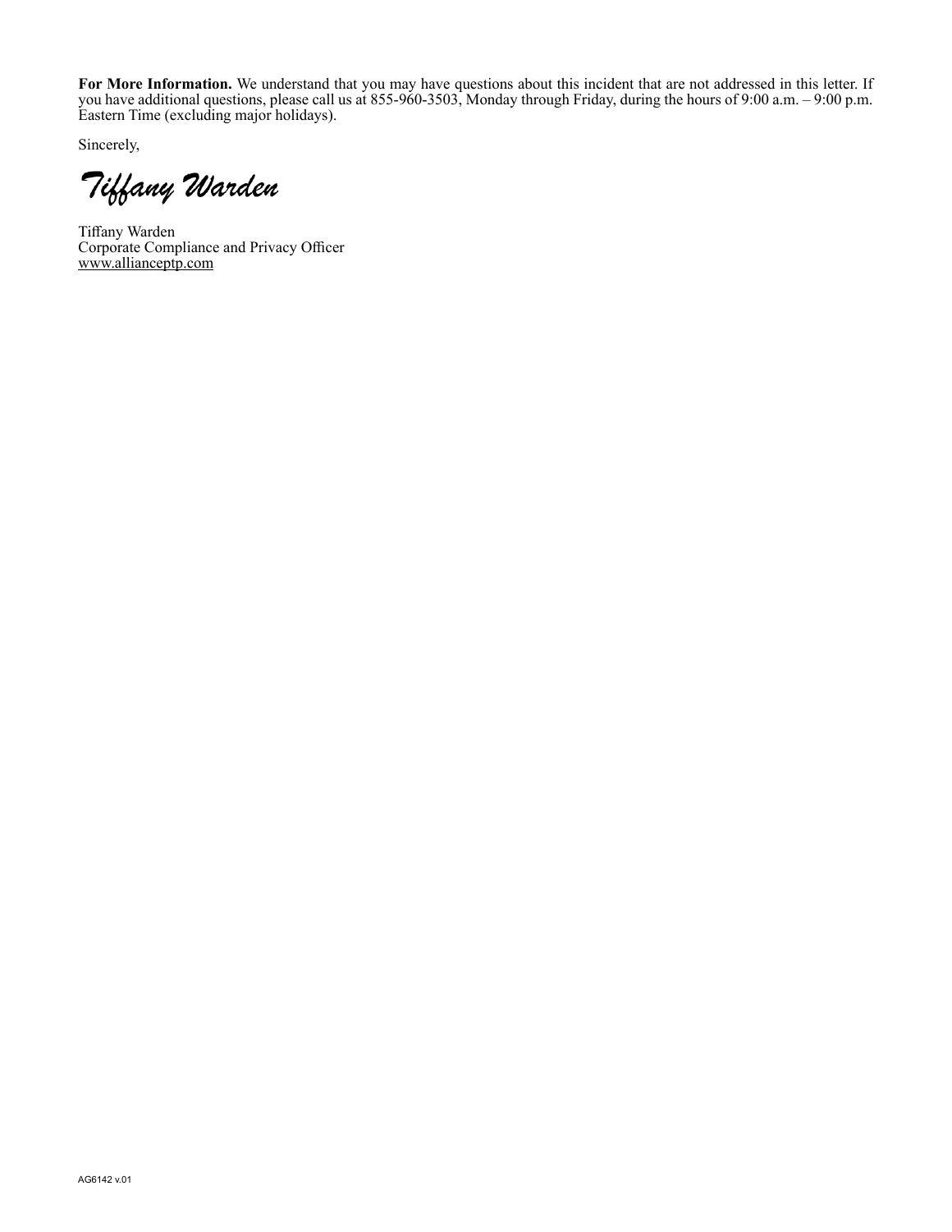**For More Information.** We understand that you may have questions about this incident that are not addressed in this letter. If you have additional questions, please call us at 855-960-3503, Monday through Friday, during the hours of 9:00 a.m. – 9:00 p.m. Eastern Time (excluding major holidays).

Sincerely,

*Tiffany Warden*

Tiffany Warden
Corporate Compliance and Privacy Officer
www.allianceptp.com

AG6142 v.01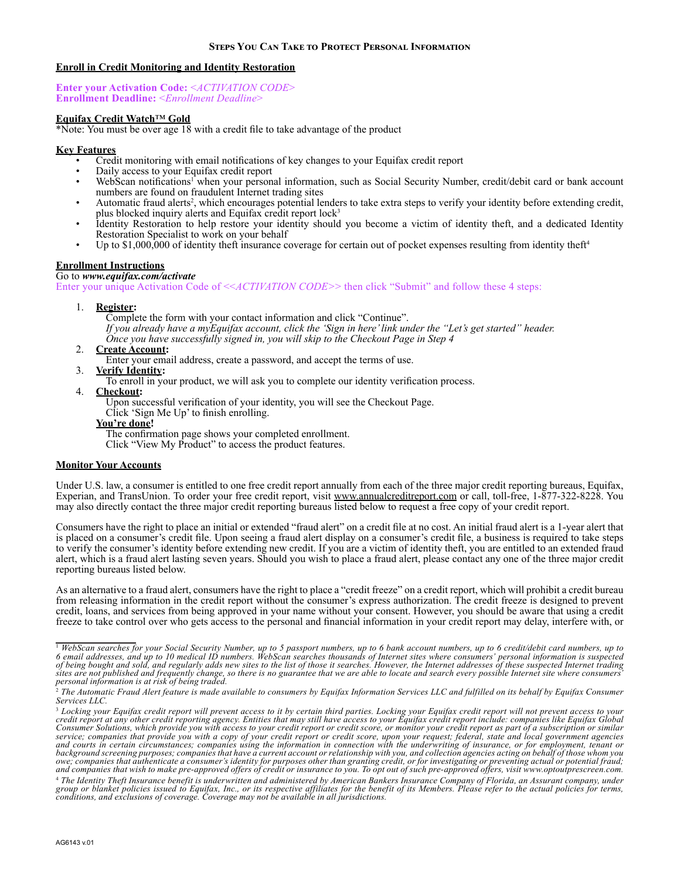## Steps You Can Take to Protect Personal Information

**Enroll in Credit Monitoring and Identity Restoration**

**Enter your Activation Code:** <ACTIVATION CODE>
**Enrollment Deadline:** <Enrollment Deadline>

**Equifax Credit Watch™ Gold**
*Note: You must be over age 18 with a credit file to take advantage of the product

**Key Features**

- Credit monitoring with email notifications of key changes to your Equifax credit report
- Daily access to your Equifax credit report
- WebScan notifications[1] when your personal information, such as Social Security Number, credit/debit card or bank account numbers are found on fraudulent Internet trading sites
- Automatic fraud alerts[2], which encourages potential lenders to take extra steps to verify your identity before extending credit, plus blocked inquiry alerts and Equifax credit report lock[3]
- Identity Restoration to help restore your identity should you become a victim of identity theft, and a dedicated Identity Restoration Specialist to work on your behalf
- Up to $1,000,000 of identity theft insurance coverage for certain out of pocket expenses resulting from identity theft[4]

**Enrollment Instructions**
Go to ***www.equifax.com/activate***
Enter your unique Activation Code of <<ACTIVATION CODE>> then click "Submit" and follow these 4 steps:

1. **Register:**
   Complete the form with your contact information and click "Continue".
   *If you already have a myEquifax account, click the 'Sign in here' link under the "Let's get started" header. Once you have successfully signed in, you will skip to the Checkout Page in Step 4*
2. **Create Account:**
   Enter your email address, create a password, and accept the terms of use.
3. **Verify Identity:**
   To enroll in your product, we will ask you to complete our identity verification process.
4. **Checkout:**
   Upon successful verification of your identity, you will see the Checkout Page.
   Click 'Sign Me Up' to finish enrolling.

   **You're done!**
   The confirmation page shows your completed enrollment.
   Click "View My Product" to access the product features.

**Monitor Your Accounts**

Under U.S. law, a consumer is entitled to one free credit report annually from each of the three major credit reporting bureaus, Equifax, Experian, and TransUnion. To order your free credit report, visit www.annualcreditreport.com or call, toll-free, 1-877-322-8228. You may also directly contact the three major credit reporting bureaus listed below to request a free copy of your credit report.

Consumers have the right to place an initial or extended "fraud alert" on a credit file at no cost. An initial fraud alert is a 1-year alert that is placed on a consumer's credit file. Upon seeing a fraud alert display on a consumer's credit file, a business is required to take steps to verify the consumer's identity before extending new credit. If you are a victim of identity theft, you are entitled to an extended fraud alert, which is a fraud alert lasting seven years. Should you wish to place a fraud alert, please contact any one of the three major credit reporting bureaus listed below.

As an alternative to a fraud alert, consumers have the right to place a "credit freeze" on a credit report, which will prohibit a credit bureau from releasing information in the credit report without the consumer's express authorization. The credit freeze is designed to prevent credit, loans, and services from being approved in your name without your consent. However, you should be aware that using a credit freeze to take control over who gets access to the personal and financial information in your credit report may delay, interfere with, or

---

[1] *WebScan searches for your Social Security Number, up to 5 passport numbers, up to 6 bank account numbers, up to 6 credit/debit card numbers, up to 6 email addresses, and up to 10 medical ID numbers. WebScan searches thousands of Internet sites where consumers' personal information is suspected of being bought and sold, and regularly adds new sites to the list of those it searches. However, the Internet addresses of these suspected Internet trading sites are not published and frequently change, so there is no guarantee that we are able to locate and search every possible Internet site where consumers' personal information is at risk of being traded.*

[2] *The Automatic Fraud Alert feature is made available to consumers by Equifax Information Services LLC and fulfilled on its behalf by Equifax Consumer Services LLC.*

[3] *Locking your Equifax credit report will prevent access to it by certain third parties. Locking your Equifax credit report will not prevent access to your credit report at any other credit reporting agency. Entities that may still have access to your Equifax credit report include: companies like Equifax Global Consumer Solutions, which provide you with access to your credit report or credit score, or monitor your credit report as part of a subscription or similar service; companies that provide you with a copy of your credit report or credit score, upon your request; federal, state and local government agencies and courts in certain circumstances; companies using the information in connection with the underwriting of insurance, or for employment, tenant or background screening purposes; companies that have a current account or relationship with you, and collection agencies acting on behalf of those whom you owe; companies that authenticate a consumer's identity for purposes other than granting credit, or for investigating or preventing actual or potential fraud; and companies that wish to make pre-approved offers of credit or insurance to you. To opt out of such pre-approved offers, visit www.optoutprescreen.com.*

[4] *The Identity Theft Insurance benefit is underwritten and administered by American Bankers Insurance Company of Florida, an Assurant company, under group or blanket policies issued to Equifax, Inc., or its respective affiliates for the benefit of its Members. Please refer to the actual policies for terms, conditions, and exclusions of coverage. Coverage may not be available in all jurisdictions.*

AG6143 v.01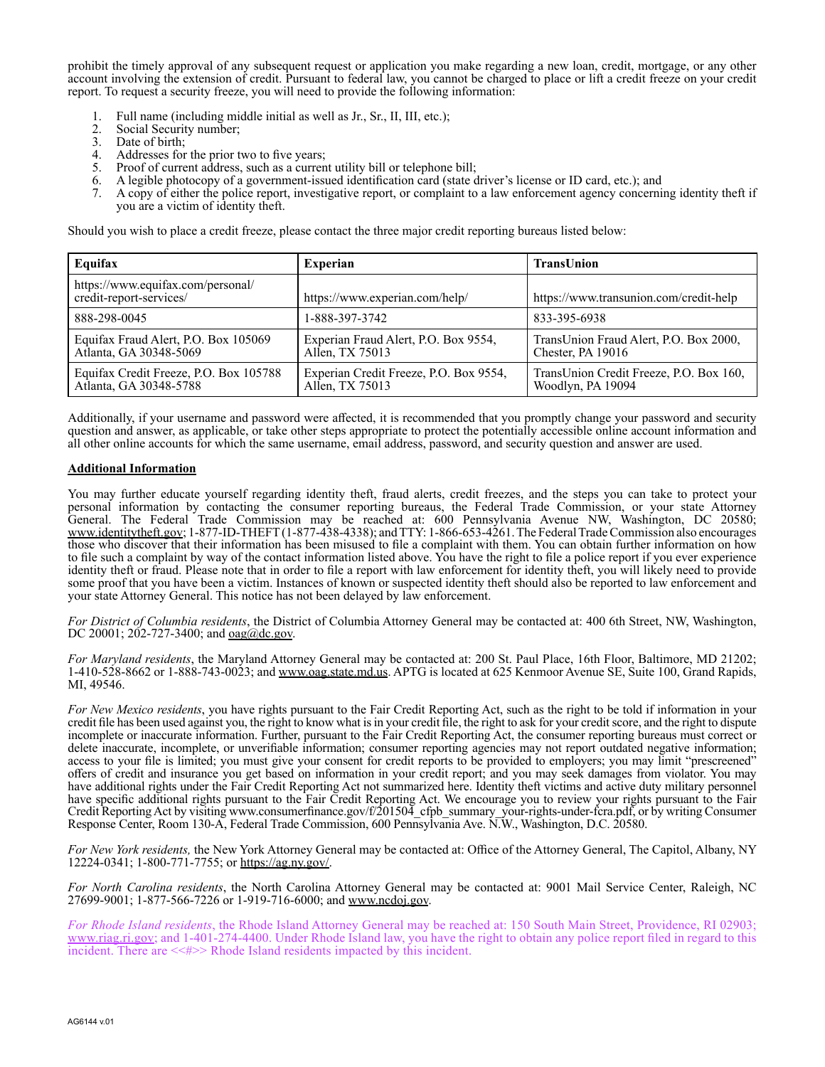prohibit the timely approval of any subsequent request or application you make regarding a new loan, credit, mortgage, or any other account involving the extension of credit. Pursuant to federal law, you cannot be charged to place or lift a credit freeze on your credit report. To request a security freeze, you will need to provide the following information:

1. Full name (including middle initial as well as Jr., Sr., II, III, etc.);
2. Social Security number;
3. Date of birth;
4. Addresses for the prior two to five years;
5. Proof of current address, such as a current utility bill or telephone bill;
6. A legible photocopy of a government-issued identification card (state driver's license or ID card, etc.); and
7. A copy of either the police report, investigative report, or complaint to a law enforcement agency concerning identity theft if you are a victim of identity theft.

Should you wish to place a credit freeze, please contact the three major credit reporting bureaus listed below:

| Equifax | Experian | TransUnion |
|---|---|---|
| https://www.equifax.com/personal/credit-report-services/ | https://www.experian.com/help/ | https://www.transunion.com/credit-help |
| 888-298-0045 | 1-888-397-3742 | 833-395-6938 |
| Equifax Fraud Alert, P.O. Box 105069 Atlanta, GA 30348-5069 | Experian Fraud Alert, P.O. Box 9554, Allen, TX 75013 | TransUnion Fraud Alert, P.O. Box 2000, Chester, PA 19016 |
| Equifax Credit Freeze, P.O. Box 105788 Atlanta, GA 30348-5788 | Experian Credit Freeze, P.O. Box 9554, Allen, TX 75013 | TransUnion Credit Freeze, P.O. Box 160, Woodlyn, PA 19094 |

Additionally, if your username and password were affected, it is recommended that you promptly change your password and security question and answer, as applicable, or take other steps appropriate to protect the potentially accessible online account information and all other online accounts for which the same username, email address, password, and security question and answer are used.

**Additional Information**

You may further educate yourself regarding identity theft, fraud alerts, credit freezes, and the steps you can take to protect your personal information by contacting the consumer reporting bureaus, the Federal Trade Commission, or your state Attorney General. The Federal Trade Commission may be reached at: 600 Pennsylvania Avenue NW, Washington, DC 20580; www.identitytheft.gov; 1-877-ID-THEFT (1-877-438-4338); and TTY: 1-866-653-4261. The Federal Trade Commission also encourages those who discover that their information has been misused to file a complaint with them. You can obtain further information on how to file such a complaint by way of the contact information listed above. You have the right to file a police report if you ever experience identity theft or fraud. Please note that in order to file a report with law enforcement for identity theft, you will likely need to provide some proof that you have been a victim. Instances of known or suspected identity theft should also be reported to law enforcement and your state Attorney General. This notice has not been delayed by law enforcement.

*For District of Columbia residents*, the District of Columbia Attorney General may be contacted at: 400 6th Street, NW, Washington, DC 20001; 202-727-3400; and oag@dc.gov.

*For Maryland residents*, the Maryland Attorney General may be contacted at: 200 St. Paul Place, 16th Floor, Baltimore, MD 21202; 1-410-528-8662 or 1-888-743-0023; and www.oag.state.md.us. APTG is located at 625 Kenmoor Avenue SE, Suite 100, Grand Rapids, MI, 49546.

*For New Mexico residents*, you have rights pursuant to the Fair Credit Reporting Act, such as the right to be told if information in your credit file has been used against you, the right to know what is in your credit file, the right to ask for your credit score, and the right to dispute incomplete or inaccurate information. Further, pursuant to the Fair Credit Reporting Act, the consumer reporting bureaus must correct or delete inaccurate, incomplete, or unverifiable information; consumer reporting agencies may not report outdated negative information; access to your file is limited; you must give your consent for credit reports to be provided to employers; you may limit "prescreened" offers of credit and insurance you get based on information in your credit report; and you may seek damages from violator. You may have additional rights under the Fair Credit Reporting Act not summarized here. Identity theft victims and active duty military personnel have specific additional rights pursuant to the Fair Credit Reporting Act. We encourage you to review your rights pursuant to the Fair Credit Reporting Act by visiting www.consumerfinance.gov/f/201504_cfpb_summary_your-rights-under-fcra.pdf, or by writing Consumer Response Center, Room 130-A, Federal Trade Commission, 600 Pennsylvania Ave. N.W., Washington, D.C. 20580.

*For New York residents,* the New York Attorney General may be contacted at: Office of the Attorney General, The Capitol, Albany, NY 12224-0341; 1-800-771-7755; or https://ag.ny.gov/.

*For North Carolina residents*, the North Carolina Attorney General may be contacted at: 9001 Mail Service Center, Raleigh, NC 27699-9001; 1-877-566-7226 or 1-919-716-6000; and www.ncdoj.gov.

*For Rhode Island residents*, the Rhode Island Attorney General may be reached at: 150 South Main Street, Providence, RI 02903; www.riag.ri.gov; and 1-401-274-4400. Under Rhode Island law, you have the right to obtain any police report filed in regard to this incident. There are <<#>> Rhode Island residents impacted by this incident.

AG6144 v.01